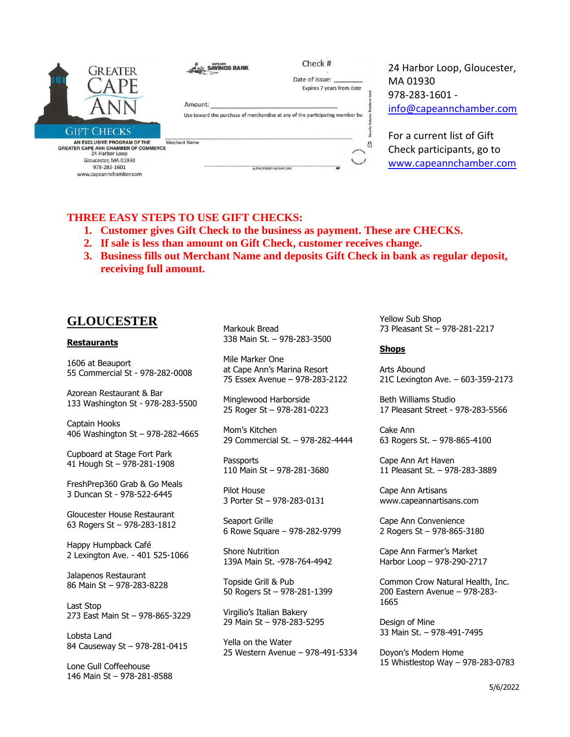GREATER CAPE ANN GIFT CHECKS

AN EXCLUSIVE PROGRAM OF THE GREATER CAPE ANN CHAMBER OF COMMERCE
24 Harbor Loop
Gloucester, MA 01930
978-283-1601
www.capeannchamber.com

CAPE ANN SAVINGS BANK

Check #

Date of Issue: ________

Expires 7 years from date

Amount: ____________________

Use toward the purchase of merchandise at any of the participating member bu

Merchant Name

AUTHORIZED SIGNATURE

24 Harbor Loop, Gloucester, MA 01930
978-283-1601 - info@capeannchamber.com

For a current list of Gift Check participants, go to www.capeannchamber.com

**THREE EASY STEPS TO USE GIFT CHECKS:**

1. **Customer gives Gift Check to the business as payment. These are CHECKS.**
2. **If sale is less than amount on Gift Check, customer receives change.**
3. **Business fills out Merchant Name and deposits Gift Check in bank as regular deposit, receiving full amount.**

## GLOUCESTER

### Restaurants

1606 at Beauport
55 Commercial St - 978-282-0008

Azorean Restaurant & Bar
133 Washington St - 978-283-5500

Captain Hooks
406 Washington St – 978-282-4665

Cupboard at Stage Fort Park
41 Hough St – 978-281-1908

FreshPrep360 Grab & Go Meals
3 Duncan St - 978-522-6445

Gloucester House Restaurant
63 Rogers St – 978-283-1812

Happy Humpback Café
2 Lexington Ave. - 401 525-1066

Jalapenos Restaurant
86 Main St – 978-283-8228

Last Stop
273 East Main St – 978-865-3229

Lobsta Land
84 Causeway St – 978-281-0415

Lone Gull Coffeehouse
146 Main St – 978-281-8588

Markouk Bread
338 Main St. – 978-283-3500

Mile Marker One
at Cape Ann's Marina Resort
75 Essex Avenue – 978-283-2122

Minglewood Harborside
25 Roger St – 978-281-0223

Mom's Kitchen
29 Commercial St. – 978-282-4444

Passports
110 Main St – 978-281-3680

Pilot House
3 Porter St – 978-283-0131

Seaport Grille
6 Rowe Square – 978-282-9799

Shore Nutrition
139A Main St. -978-764-4942

Topside Grill & Pub
50 Rogers St – 978-281-1399

Virgilio's Italian Bakery
29 Main St – 978-283-5295

Yella on the Water
25 Western Avenue – 978-491-5334

Yellow Sub Shop
73 Pleasant St – 978-281-2217

### Shops

Arts Abound
21C Lexington Ave. – 603-359-2173

Beth Williams Studio
17 Pleasant Street - 978-283-5566

Cake Ann
63 Rogers St. – 978-865-4100

Cape Ann Art Haven
11 Pleasant St. – 978-283-3889

Cape Ann Artisans
www.capeannartisans.com

Cape Ann Convenience
2 Rogers St – 978-865-3180

Cape Ann Farmer's Market
Harbor Loop – 978-290-2717

Common Crow Natural Health, Inc.
200 Eastern Avenue – 978-283-1665

Design of Mine
33 Main St. – 978-491-7495

Doyon's Modern Home
15 Whistlestop Way – 978-283-0783

5/6/2022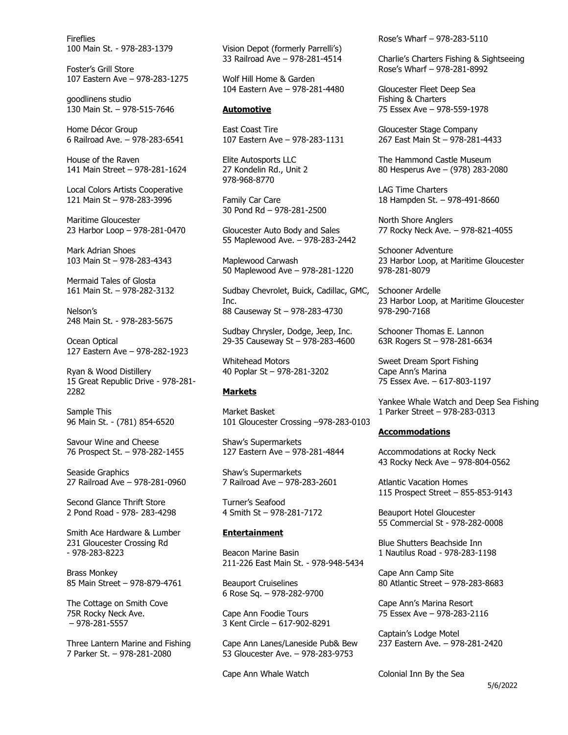Fireflies
100 Main St. - 978-283-1379

Foster's Grill Store
107 Eastern Ave – 978-283-1275

goodlinens studio
130 Main St. – 978-515-7646

Home Décor Group
6 Railroad Ave. – 978-283-6541

House of the Raven
141 Main Street – 978-281-1624

Local Colors Artists Cooperative
121 Main St – 978-283-3996

Maritime Gloucester
23 Harbor Loop – 978-281-0470

Mark Adrian Shoes
103 Main St – 978-283-4343

Mermaid Tales of Glosta
161 Main St. – 978-282-3132

Nelson's
248 Main St. - 978-283-5675

Ocean Optical
127 Eastern Ave – 978-282-1923

Ryan & Wood Distillery
15 Great Republic Drive - 978-281-2282

Sample This
96 Main St. - (781) 854-6520

Savour Wine and Cheese
76 Prospect St. – 978-282-1455

Seaside Graphics
27 Railroad Ave – 978-281-0960

Second Glance Thrift Store
2 Pond Road - 978- 283-4298

Smith Ace Hardware & Lumber
231 Gloucester Crossing Rd
- 978-283-8223

Brass Monkey
85 Main Street – 978-879-4761

The Cottage on Smith Cove
75R Rocky Neck Ave.
– 978-281-5557

Three Lantern Marine and Fishing
7 Parker St. – 978-281-2080

Vision Depot (formerly Parrelli's)
33 Railroad Ave – 978-281-4514

Wolf Hill Home & Garden
104 Eastern Ave – 978-281-4480

**Automotive**

East Coast Tire
107 Eastern Ave – 978-283-1131

Elite Autosports LLC
27 Kondelin Rd., Unit 2
978-968-8770

Family Car Care
30 Pond Rd – 978-281-2500

Gloucester Auto Body and Sales
55 Maplewood Ave. – 978-283-2442

Maplewood Carwash
50 Maplewood Ave – 978-281-1220

Sudbay Chevrolet, Buick, Cadillac, GMC, Inc.
88 Causeway St – 978-283-4730

Sudbay Chrysler, Dodge, Jeep, Inc.
29-35 Causeway St – 978-283-4600

Whitehead Motors
40 Poplar St – 978-281-3202

**Markets**

Market Basket
101 Gloucester Crossing –978-283-0103

Shaw's Supermarkets
127 Eastern Ave – 978-281-4844

Shaw's Supermarkets
7 Railroad Ave – 978-283-2601

Turner's Seafood
4 Smith St – 978-281-7172

**Entertainment**

Beacon Marine Basin
211-226 East Main St. - 978-948-5434

Beauport Cruiselines
6 Rose Sq. – 978-282-9700

Cape Ann Foodie Tours
3 Kent Circle – 617-902-8291

Cape Ann Lanes/Laneside Pub& Bew
53 Gloucester Ave. – 978-283-9753

Cape Ann Whale Watch
Rose's Wharf – 978-283-5110

Charlie's Charters Fishing & Sightseeing
Rose's Wharf – 978-281-8992

Gloucester Fleet Deep Sea
Fishing & Charters
75 Essex Ave – 978-559-1978

Gloucester Stage Company
267 East Main St – 978-281-4433

The Hammond Castle Museum
80 Hesperus Ave – (978) 283-2080

LAG Time Charters
18 Hampden St. – 978-491-8660

North Shore Anglers
77 Rocky Neck Ave. – 978-821-4055

Schooner Adventure
23 Harbor Loop, at Maritime Gloucester
978-281-8079

Schooner Ardelle
23 Harbor Loop, at Maritime Gloucester
978-290-7168

Schooner Thomas E. Lannon
63R Rogers St – 978-281-6634

Sweet Dream Sport Fishing
Cape Ann's Marina
75 Essex Ave. – 617-803-1197

Yankee Whale Watch and Deep Sea Fishing
1 Parker Street – 978-283-0313

**Accommodations**

Accommodations at Rocky Neck
43 Rocky Neck Ave – 978-804-0562

Atlantic Vacation Homes
115 Prospect Street – 855-853-9143

Beauport Hotel Gloucester
55 Commercial St - 978-282-0008

Blue Shutters Beachside Inn
1 Nautilus Road - 978-283-1198

Cape Ann Camp Site
80 Atlantic Street – 978-283-8683

Cape Ann's Marina Resort
75 Essex Ave – 978-283-2116

Captain's Lodge Motel
237 Eastern Ave. – 978-281-2420

Colonial Inn By the Sea

5/6/2022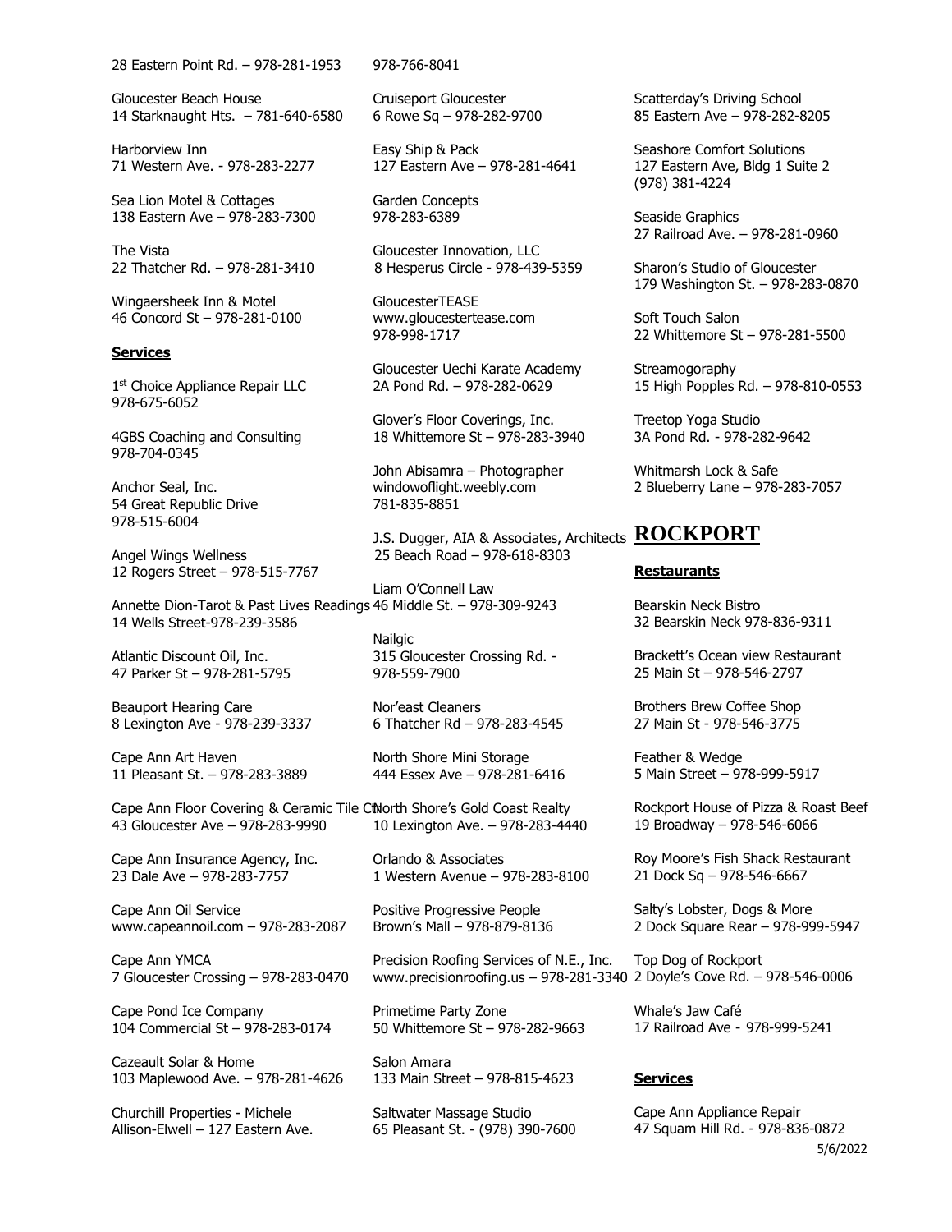28 Eastern Point Rd. – 978-281-1953

Gloucester Beach House
14 Starknaught Hts. – 781-640-6580

Harborview Inn
71 Western Ave. - 978-283-2277

Sea Lion Motel & Cottages
138 Eastern Ave – 978-283-7300

The Vista
22 Thatcher Rd. – 978-281-3410

Wingaersheek Inn & Motel
46 Concord St – 978-281-0100

**Services**

1st Choice Appliance Repair LLC
978-675-6052

4GBS Coaching and Consulting
978-704-0345

Anchor Seal, Inc.
54 Great Republic Drive
978-515-6004

Angel Wings Wellness
12 Rogers Street – 978-515-7767

Annette Dion-Tarot & Past Lives Readings
14 Wells Street-978-239-3586

Atlantic Discount Oil, Inc.
47 Parker St – 978-281-5795

Beauport Hearing Care
8 Lexington Ave - 978-239-3337

Cape Ann Art Haven
11 Pleasant St. – 978-283-3889

Cape Ann Floor Covering & Ceramic Tile Ctr
43 Gloucester Ave – 978-283-9990

Cape Ann Insurance Agency, Inc.
23 Dale Ave – 978-283-7757

Cape Ann Oil Service
www.capeannoil.com – 978-283-2087

Cape Ann YMCA
7 Gloucester Crossing – 978-283-0470

Cape Pond Ice Company
104 Commercial St – 978-283-0174

Cazeault Solar & Home
103 Maplewood Ave. – 978-281-4626

Churchill Properties - Michele
Allison-Elwell – 127 Eastern Ave.
978-766-8041

Cruiseport Gloucester
6 Rowe Sq – 978-282-9700

Easy Ship & Pack
127 Eastern Ave – 978-281-4641

Garden Concepts
978-283-6389

Gloucester Innovation, LLC
8 Hesperus Circle - 978-439-5359

GloucesterTEASE
www.gloucestertease.com
978-998-1717

Gloucester Uechi Karate Academy
2A Pond Rd. – 978-282-0629

Glover's Floor Coverings, Inc.
18 Whittemore St – 978-283-3940

John Abisamra – Photographer
windowoflight.weebly.com
781-835-8851

J.S. Dugger, AIA & Associates, Architects
25 Beach Road – 978-618-8303

Liam O'Connell Law
46 Middle St. – 978-309-9243

Nailgic
315 Gloucester Crossing Rd. -
978-559-7900

Nor'east Cleaners
6 Thatcher Rd – 978-283-4545

North Shore Mini Storage
444 Essex Ave – 978-281-6416

North Shore's Gold Coast Realty
10 Lexington Ave. – 978-283-4440

Orlando & Associates
1 Western Avenue – 978-283-8100

Positive Progressive People
Brown's Mall – 978-879-8136

Precision Roofing Services of N.E., Inc.
www.precisionroofing.us – 978-281-3340

Primetime Party Zone
50 Whittemore St – 978-282-9663

Salon Amara
133 Main Street – 978-815-4623

Saltwater Massage Studio
65 Pleasant St. - (978) 390-7600

Scatterday's Driving School
85 Eastern Ave – 978-282-8205

Seashore Comfort Solutions
127 Eastern Ave, Bldg 1 Suite 2
(978) 381-4224

Seaside Graphics
27 Railroad Ave. – 978-281-0960

Sharon's Studio of Gloucester
179 Washington St. – 978-283-0870

Soft Touch Salon
22 Whittemore St – 978-281-5500

Streamogoraphy
15 High Popples Rd. – 978-810-0553

Treetop Yoga Studio
3A Pond Rd. - 978-282-9642

Whitmarsh Lock & Safe
2 Blueberry Lane – 978-283-7057

# ROCKPORT

**Restaurants**

Bearskin Neck Bistro
32 Bearskin Neck 978-836-9311

Brackett's Ocean view Restaurant
25 Main St – 978-546-2797

Brothers Brew Coffee Shop
27 Main St - 978-546-3775

Feather & Wedge
5 Main Street – 978-999-5917

Rockport House of Pizza & Roast Beef
19 Broadway – 978-546-6066

Roy Moore's Fish Shack Restaurant
21 Dock Sq – 978-546-6667

Salty's Lobster, Dogs & More
2 Dock Square Rear – 978-999-5947

Top Dog of Rockport
2 Doyle's Cove Rd. – 978-546-0006

Whale's Jaw Café
17 Railroad Ave - 978-999-5241

**Services**

Cape Ann Appliance Repair
47 Squam Hill Rd. - 978-836-0872

5/6/2022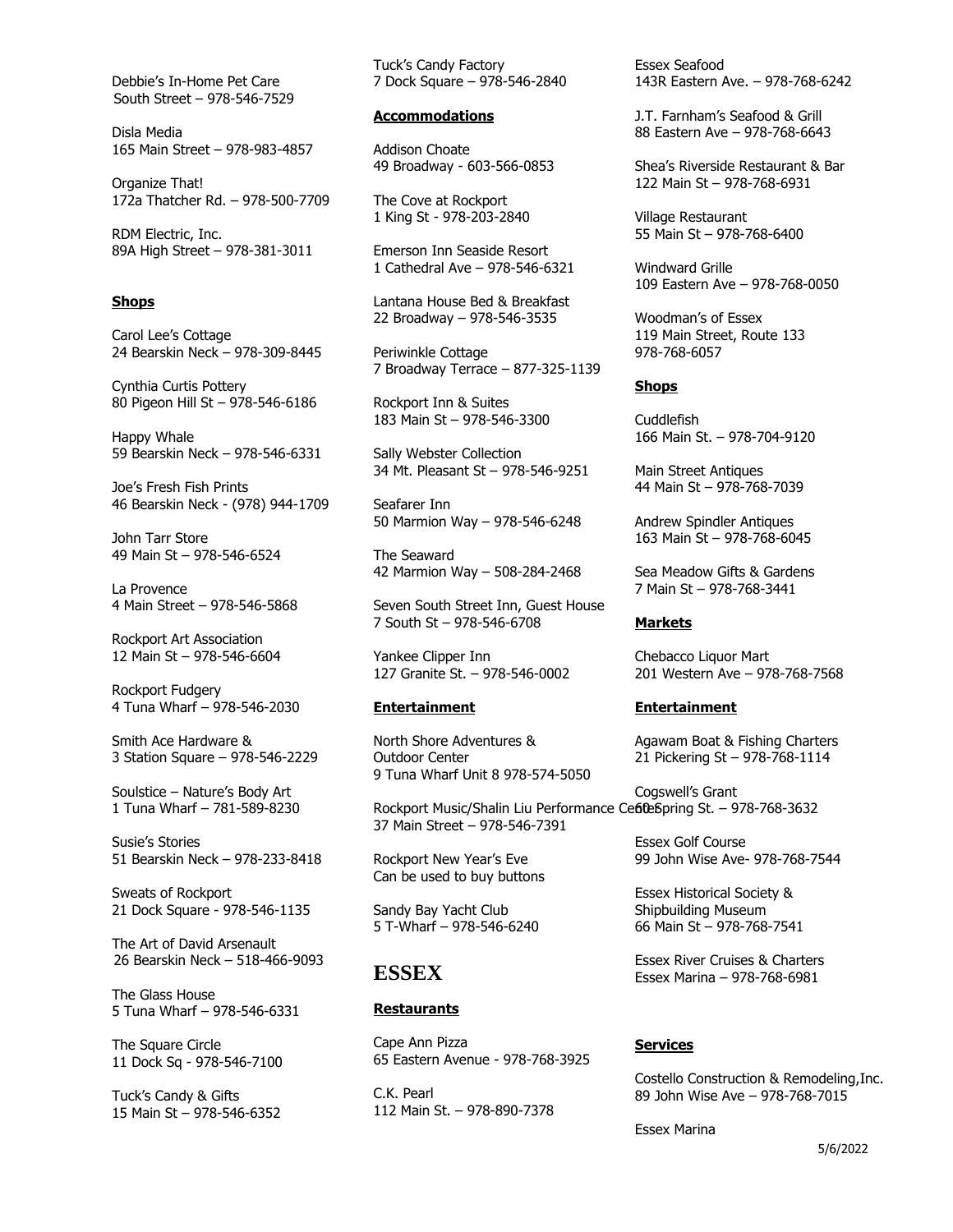Debbie's In-Home Pet Care
South Street – 978-546-7529

Disla Media
165 Main Street – 978-983-4857

Organize That!
172a Thatcher Rd. – 978-500-7709

RDM Electric, Inc.
89A High Street – 978-381-3011

**Shops**

Carol Lee's Cottage
24 Bearskin Neck – 978-309-8445

Cynthia Curtis Pottery
80 Pigeon Hill St – 978-546-6186

Happy Whale
59 Bearskin Neck – 978-546-6331

Joe's Fresh Fish Prints
46 Bearskin Neck - (978) 944-1709

John Tarr Store
49 Main St – 978-546-6524

La Provence
4 Main Street – 978-546-5868

Rockport Art Association
12 Main St – 978-546-6604

Rockport Fudgery
4 Tuna Wharf – 978-546-2030

Smith Ace Hardware &
3 Station Square – 978-546-2229

Soulstice – Nature's Body Art
1 Tuna Wharf – 781-589-8230

Susie's Stories
51 Bearskin Neck – 978-233-8418

Sweats of Rockport
21 Dock Square - 978-546-1135

The Art of David Arsenault
26 Bearskin Neck – 518-466-9093

The Glass House
5 Tuna Wharf – 978-546-6331

The Square Circle
11 Dock Sq - 978-546-7100

Tuck's Candy & Gifts
15 Main St – 978-546-6352

Tuck's Candy Factory
7 Dock Square – 978-546-2840

**Accommodations**

Addison Choate
49 Broadway - 603-566-0853

The Cove at Rockport
1 King St - 978-203-2840

Emerson Inn Seaside Resort
1 Cathedral Ave – 978-546-6321

Lantana House Bed & Breakfast
22 Broadway – 978-546-3535

Periwinkle Cottage
7 Broadway Terrace – 877-325-1139

Rockport Inn & Suites
183 Main St – 978-546-3300

Sally Webster Collection
34 Mt. Pleasant St – 978-546-9251

Seafarer Inn
50 Marmion Way – 978-546-6248

The Seaward
42 Marmion Way – 508-284-2468

Seven South Street Inn, Guest House
7 South St – 978-546-6708

Yankee Clipper Inn
127 Granite St. – 978-546-0002

**Entertainment**

North Shore Adventures &
Outdoor Center
9 Tuna Wharf Unit 8 978-574-5050

Rockport Music/Shalin Liu Performance Center
37 Main Street – 978-546-7391

Rockport New Year's Eve
Can be used to buy buttons

Sandy Bay Yacht Club
5 T-Wharf – 978-546-6240

# ESSEX

**Restaurants**

Cape Ann Pizza
65 Eastern Avenue - 978-768-3925

C.K. Pearl
112 Main St. – 978-890-7378

Essex Seafood
143R Eastern Ave. – 978-768-6242

J.T. Farnham's Seafood & Grill
88 Eastern Ave – 978-768-6643

Shea's Riverside Restaurant & Bar
122 Main St – 978-768-6931

Village Restaurant
55 Main St – 978-768-6400

Windward Grille
109 Eastern Ave – 978-768-0050

Woodman's of Essex
119 Main Street, Route 133
978-768-6057

**Shops**

Cuddlefish
166 Main St. – 978-704-9120

Main Street Antiques
44 Main St – 978-768-7039

Andrew Spindler Antiques
163 Main St – 978-768-6045

Sea Meadow Gifts & Gardens
7 Main St – 978-768-3441

**Markets**

Chebacco Liquor Mart
201 Western Ave – 978-768-7568

**Entertainment**

Agawam Boat & Fishing Charters
21 Pickering St – 978-768-1114

Cogswell's Grant
60 Spring St. – 978-768-3632

Essex Golf Course
99 John Wise Ave- 978-768-7544

Essex Historical Society &
Shipbuilding Museum
66 Main St – 978-768-7541

Essex River Cruises & Charters
Essex Marina – 978-768-6981

**Services**

Costello Construction & Remodeling,Inc.
89 John Wise Ave – 978-768-7015

Essex Marina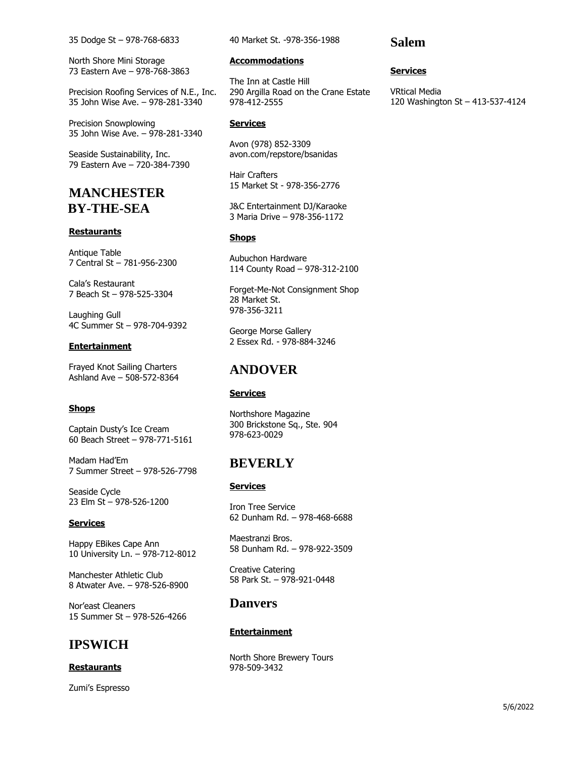35 Dodge St – 978-768-6833

North Shore Mini Storage
73 Eastern Ave – 978-768-3863

Precision Roofing Services of N.E., Inc.
35 John Wise Ave. – 978-281-3340

Precision Snowplowing
35 John Wise Ave. – 978-281-3340

Seaside Sustainability, Inc.
79 Eastern Ave – 720-384-7390

# MANCHESTER BY-THE-SEA

**Restaurants**

Antique Table
7 Central St – 781-956-2300

Cala's Restaurant
7 Beach St – 978-525-3304

Laughing Gull
4C Summer St – 978-704-9392

**Entertainment**

Frayed Knot Sailing Charters
Ashland Ave – 508-572-8364

**Shops**

Captain Dusty's Ice Cream
60 Beach Street – 978-771-5161

Madam Had'Em
7 Summer Street – 978-526-7798

Seaside Cycle
23 Elm St – 978-526-1200

**Services**

Happy EBikes Cape Ann
10 University Ln. – 978-712-8012

Manchester Athletic Club
8 Atwater Ave. – 978-526-8900

Nor'east Cleaners
15 Summer St – 978-526-4266

# IPSWICH

**Restaurants**

Zumi's Espresso
40 Market St. -978-356-1988

**Accommodations**

The Inn at Castle Hill
290 Argilla Road on the Crane Estate
978-412-2555

**Services**

Avon (978) 852-3309
avon.com/repstore/bsanidas

Hair Crafters
15 Market St - 978-356-2776

J&C Entertainment DJ/Karaoke
3 Maria Drive – 978-356-1172

**Shops**

Aubuchon Hardware
114 County Road – 978-312-2100

Forget-Me-Not Consignment Shop
28 Market St.
978-356-3211

George Morse Gallery
2 Essex Rd. - 978-884-3246

# ANDOVER

**Services**

Northshore Magazine
300 Brickstone Sq., Ste. 904
978-623-0029

# BEVERLY

**Services**

Iron Tree Service
62 Dunham Rd. – 978-468-6688

Maestranzi Bros.
58 Dunham Rd. – 978-922-3509

Creative Catering
58 Park St. – 978-921-0448

# Danvers

**Entertainment**

North Shore Brewery Tours
978-509-3432

# Salem

**Services**

VRtical Media
120 Washington St – 413-537-4124

5/6/2022